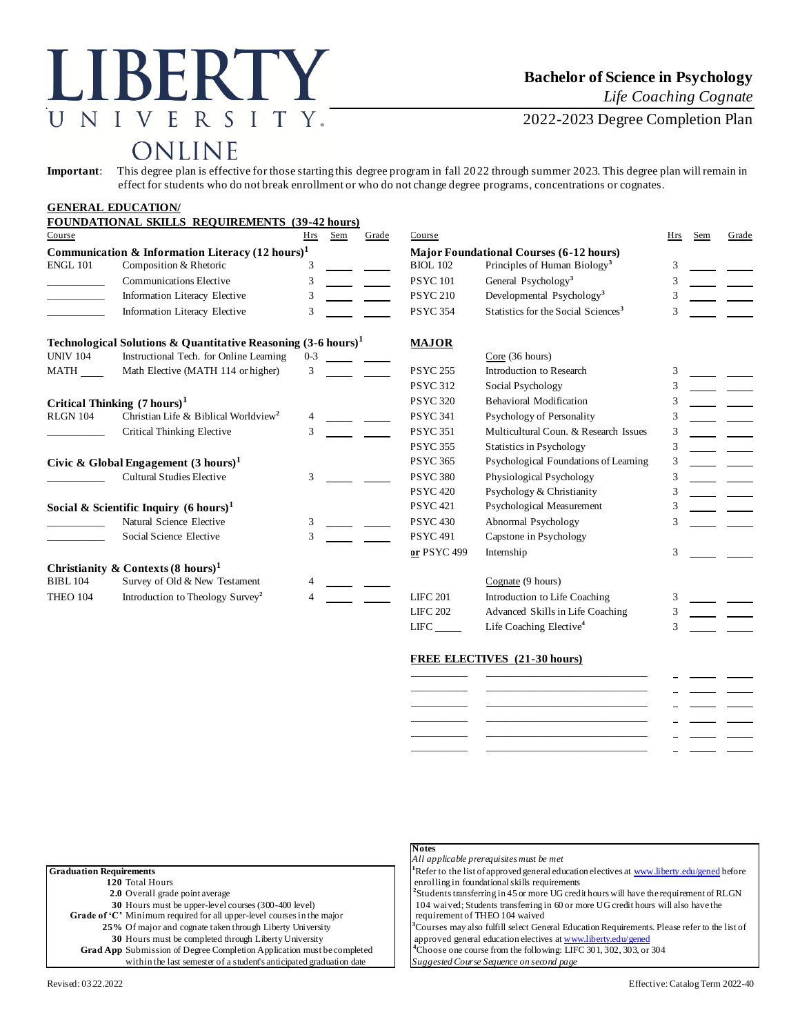# LIBERTY UNIVERSITY ONLINE

## Bachelor of Science in Psychology

*Life Coaching Cognate*

2022-2023 Degree Completion Plan

**Important**: This degree plan is effective for those starting this degree program in fall 2022 through summer 2023. This degree plan will remain in effect for students who do not break enrollment or who do not change degree programs, concentrations or cognates.

### GENERAL EDUCATION/ FOUNDATIONAL SKILLS REQUIREMENTS (39-42 hours)

| Course | | Hrs | Sem | Grade |
|---|---|---|---|---|
| **Communication & Information Literacy (12 hours)[1]** | | | | |
| ENGL 101 | Composition & Rhetoric | 3 | | |
| ______ | Communications Elective | 3 | | |
| ______ | Information Literacy Elective | 3 | | |
| ______ | Information Literacy Elective | 3 | | |
| **Technological Solutions & Quantitative Reasoning (3-6 hours)[1]** | | | | |
| UNIV 104 | Instructional Tech. for Online Learning | 0-3 | | |
| MATH ____ | Math Elective (MATH 114 or higher) | 3 | | |
| **Critical Thinking (7 hours)[1]** | | | | |
| RLGN 104 | Christian Life & Biblical Worldview[2] | 4 | | |
| ______ | Critical Thinking Elective | 3 | | |
| **Civic & Global Engagement (3 hours)[1]** | | | | |
| ______ | Cultural Studies Elective | 3 | | |
| **Social & Scientific Inquiry (6 hours)[1]** | | | | |
| ______ | Natural Science Elective | 3 | | |
| ______ | Social Science Elective | 3 | | |
| **Christianity & Contexts (8 hours)[1]** | | | | |
| BIBL 104 | Survey of Old & New Testament | 4 | | |
| THEO 104 | Introduction to Theology Survey[2] | 4 | | |

| Course | | Hrs | Sem | Grade |
|---|---|---|---|---|
| **Major Foundational Courses (6-12 hours)** | | | | |
| BIOL 102 | Principles of Human Biology[3] | 3 | | |
| PSYC 101 | General Psychology[3] | 3 | | |
| PSYC 210 | Developmental Psychology[3] | 3 | | |
| PSYC 354 | Statistics for the Social Sciences[3] | 3 | | |
| **MAJOR** | | | | |
| | Core (36 hours) | | | |
| PSYC 255 | Introduction to Research | 3 | | |
| PSYC 312 | Social Psychology | 3 | | |
| PSYC 320 | Behavioral Modification | 3 | | |
| PSYC 341 | Psychology of Personality | 3 | | |
| PSYC 351 | Multicultural Coun. & Research Issues | 3 | | |
| PSYC 355 | Statistics in Psychology | 3 | | |
| PSYC 365 | Psychological Foundations of Learning | 3 | | |
| PSYC 380 | Physiological Psychology | 3 | | |
| PSYC 420 | Psychology & Christianity | 3 | | |
| PSYC 421 | Psychological Measurement | 3 | | |
| PSYC 430 | Abnormal Psychology | 3 | | |
| PSYC 491 | Capstone in Psychology | | | |
| or PSYC 499 | Internship | 3 | | |
| | Cognate (9 hours) | | | |
| LIFC 201 | Introduction to Life Coaching | 3 | | |
| LIFC 202 | Advanced Skills in Life Coaching | 3 | | |
| LIFC ____ | Life Coaching Elective[4] | 3 | | |

### FREE ELECTIVES (21-30 hours)

| Course | | Hrs | Sem | Grade |
|---|---|---|---|---|
| | | | | |
| | | | | |
| | | | | |
| | | | | |
| | | | | |
| | | | | |

**Graduation Requirements**

- **120** Total Hours
- **2.0** Overall grade point average
- **30** Hours must be upper-level courses (300-400 level)
- **Grade of 'C'** Minimum required for all upper-level courses in the major
- **25%** Of major and cognate taken through Liberty University
- **30** Hours must be completed through Liberty University
- **Grad App** Submission of Degree Completion Application must be completed within the last semester of a student's anticipated graduation date

**Notes**

*All applicable prerequisites must be met*

[1]Refer to the list of approved general education electives at www.liberty.edu/gened before enrolling in foundational skills requirements

[2]Students transferring in 45 or more UG credit hours will have the requirement of RLGN 104 waived; Students transferring in 60 or more UG credit hours will also have the requirement of THEO 104 waived

[3]Courses may also fulfill select General Education Requirements. Please refer to the list of approved general education electives at www.liberty.edu/gened

[4]Choose one course from the following: LIFC 301, 302, 303, or 304

*Suggested Course Sequence on second page*

Revised: 03.22.2022

Effective: Catalog Term 2022-40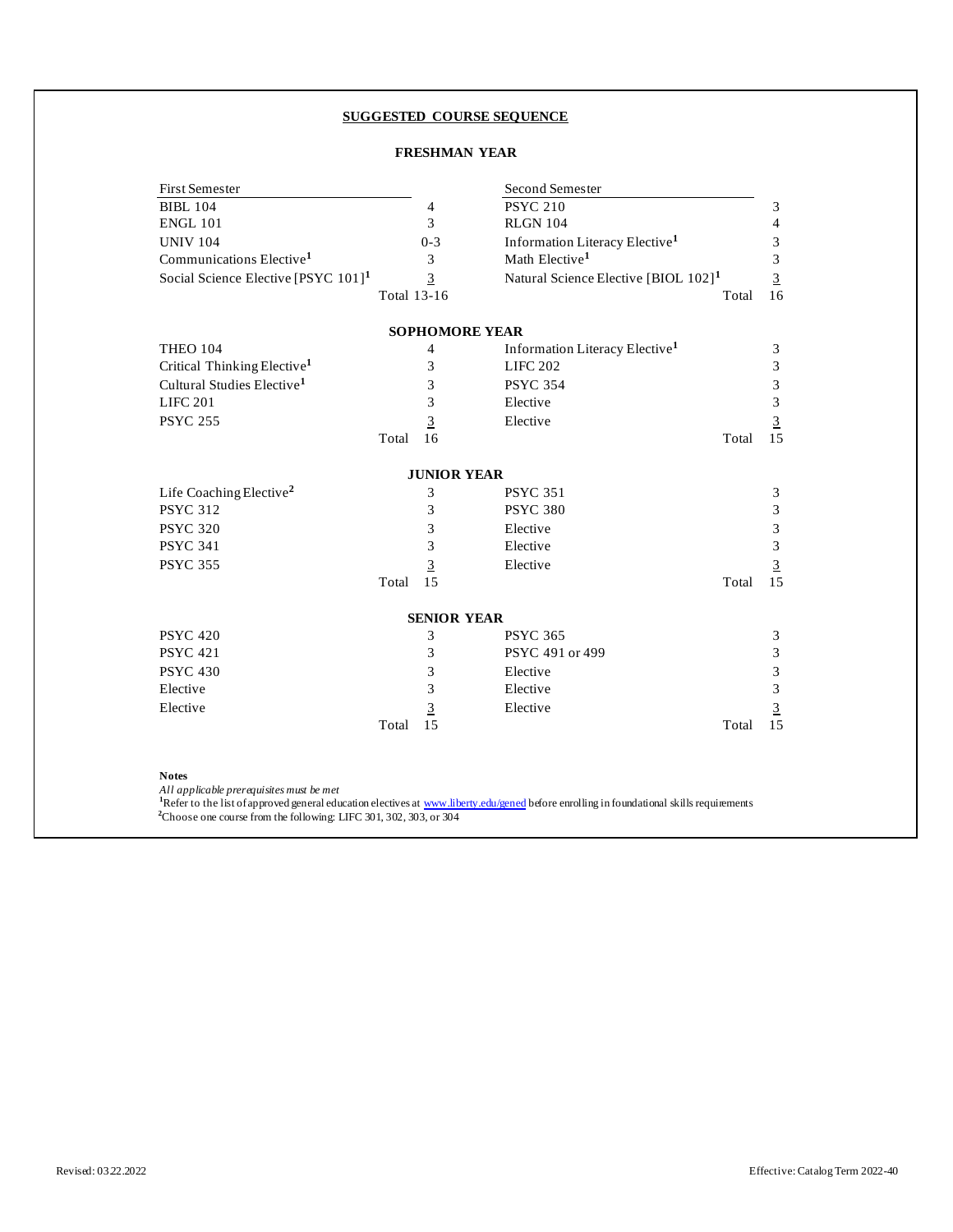## SUGGESTED COURSE SEQUENCE

### FRESHMAN YEAR

| First Semester | | Second Semester | |
|---|---|---|---|
| BIBL 104 | 4 | PSYC 210 | 3 |
| ENGL 101 | 3 | RLGN 104 | 4 |
| UNIV 104 | 0-3 | Information Literacy Elective[1] | 3 |
| Communications Elective[1] | 3 | Math Elective[1] | 3 |
| Social Science Elective [PSYC 101][1] | 3 | Natural Science Elective [BIOL 102][1] | 3 |
| Total | 13-16 | Total | 16 |

### SOPHOMORE YEAR

| | | | |
|---|---|---|---|
| THEO 104 | 4 | Information Literacy Elective[1] | 3 |
| Critical Thinking Elective[1] | 3 | LIFC 202 | 3 |
| Cultural Studies Elective[1] | 3 | PSYC 354 | 3 |
| LIFC 201 | 3 | Elective | 3 |
| PSYC 255 | 3 | Elective | 3 |
| Total | 16 | Total | 15 |

### JUNIOR YEAR

| | | | |
|---|---|---|---|
| Life Coaching Elective[2] | 3 | PSYC 351 | 3 |
| PSYC 312 | 3 | PSYC 380 | 3 |
| PSYC 320 | 3 | Elective | 3 |
| PSYC 341 | 3 | Elective | 3 |
| PSYC 355 | 3 | Elective | 3 |
| Total | 15 | Total | 15 |

### SENIOR YEAR

| | | | |
|---|---|---|---|
| PSYC 420 | 3 | PSYC 365 | 3 |
| PSYC 421 | 3 | PSYC 491 or 499 | 3 |
| PSYC 430 | 3 | Elective | 3 |
| Elective | 3 | Elective | 3 |
| Elective | 3 | Elective | 3 |
| Total | 15 | Total | 15 |

**Notes**

*All applicable prerequisites must be met*

[1]Refer to the list of approved general education electives at www.liberty.edu/gened before enrolling in foundational skills requirements

[2]Choose one course from the following: LIFC 301, 302, 303, or 304

Revised: 03.22.2022

Effective: Catalog Term 2022-40